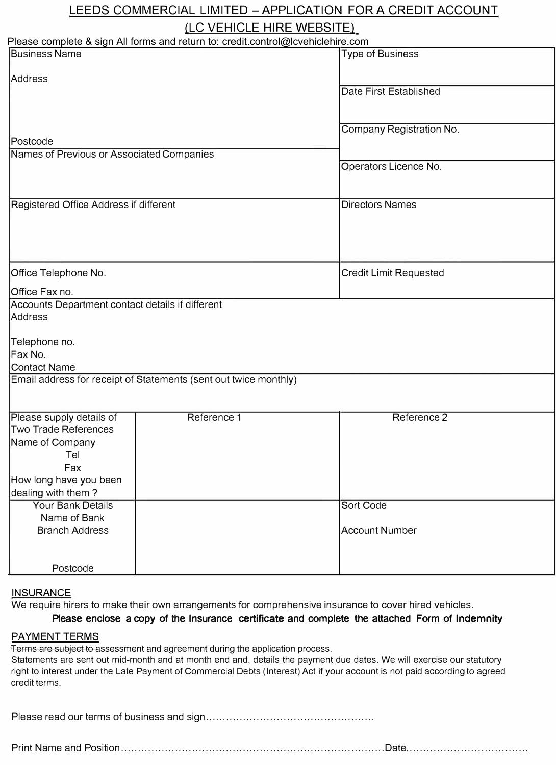# LEEDS COMMERCIAL LIMITED – APPLICATION FOR A CREDIT ACCOUNT (LC VEHICLE HIRE WEBSITE)

Please complete & sign All forms and return to: credit.control@lcvehiclehire.com

| | |
|---|---|
| Business Name<br><br>Address<br><br><br><br>Postcode | Type of Business<br><br>Date First Established<br><br>Company Registration No. |
| Names of Previous or Associated Companies | Operators Licence No. |
| Registered Office Address if different | Directors Names |
| Office Telephone No.<br><br>Office Fax no. | Credit Limit Requested |
| Accounts Department contact details if different<br>Address<br><br>Telephone no.<br>Fax No.<br>Contact Name | |
| Email address for receipt of Statements (sent out twice monthly) | |

| Please supply details of Two Trade References | Reference 1 | Reference 2 |
|---|---|---|
| Name of Company<br>Tel<br>Fax<br>How long have you been dealing with them ? | | |
| Your Bank Details<br>Name of Bank<br>Branch Address<br><br>Postcode | | Sort Code<br><br>Account Number |

## INSURANCE

We require hirers to make their own arrangements for comprehensive insurance to cover hired vehicles.

**Please enclose a copy of the Insurance certificate and complete the attached Form of Indemnity**

## PAYMENT TERMS

Terms are subject to assessment and agreement during the application process.
Statements are sent out mid-month and at month end and, details the payment due dates. We will exercise our statutory right to interest under the Late Payment of Commercial Debts (Interest) Act if your account is not paid according to agreed credit terms.

Please read our terms of business and sign…………………………………………….

Print Name and Position……………………………………………………………………Date……………………………….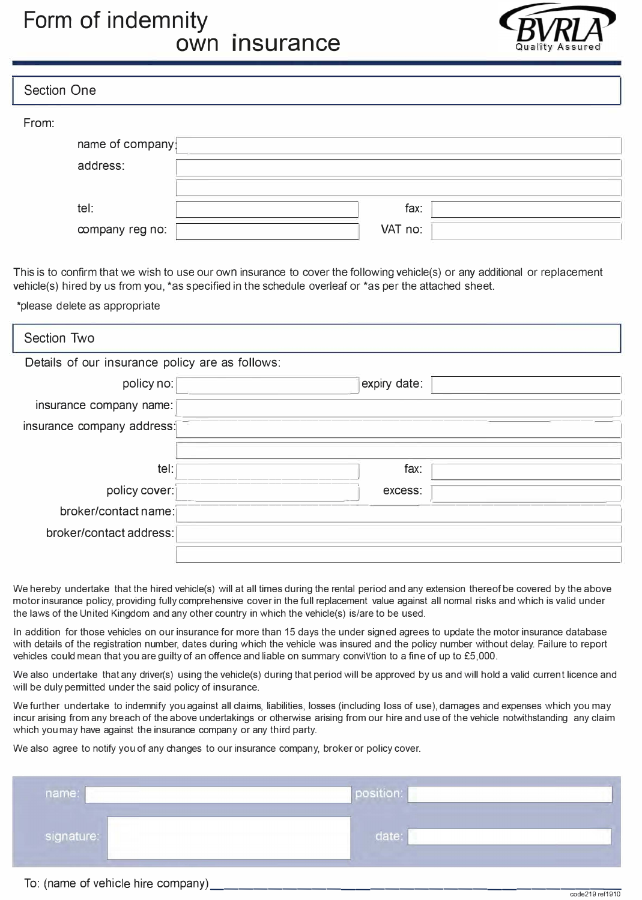# Form of indemnity own insurance

BVRLA Quality Assured

## Section One

From:

name of company:

address:

tel: fax:

company reg no: VAT no:

This is to confirm that we wish to use our own insurance to cover the following vehicle(s) or any additional or replacement vehicle(s) hired by us from you, *as specified in the schedule overleaf or *as per the attached sheet.

*please delete as appropriate

## Section Two

Details of our insurance policy are as follows:

policy no: expiry date:

insurance company name:

insurance company address:

tel: fax:

policy cover: excess:

broker/contact name:

broker/contact address:

We hereby undertake that the hired vehicle(s) will at all times during the rental period and any extension thereof be covered by the above motor insurance policy, providing fully comprehensive cover in the full replacement value against all normal risks and which is valid under the laws of the United Kingdom and any other country in which the vehicle(s) is/are to be used.

In addition for those vehicles on our insurance for more than 15 days the under signed agrees to update the motor insurance database with details of the registration number, dates during which the vehicle was insured and the policy number without delay. Failure to report vehicles could mean that you are guilty of an offence and liable on summary conviVtion to a fine of up to £5,000.

We also undertake that any driver(s) using the vehicle(s) during that period will be approved by us and will hold a valid current licence and will be duly permitted under the said policy of insurance.

We further undertake to indemnify you against all claims, liabilities, losses (including loss of use), damages and expenses which you may incur arising from any breach of the above undertakings or otherwise arising from our hire and use of the vehicle notwithstanding any claim which you may have against the insurance company or any third party.

We also agree to notify you of any changes to our insurance company, broker or policy cover.

name: position:

signature: date:

To: (name of vehicle hire company) ______________________________

code219 ref1910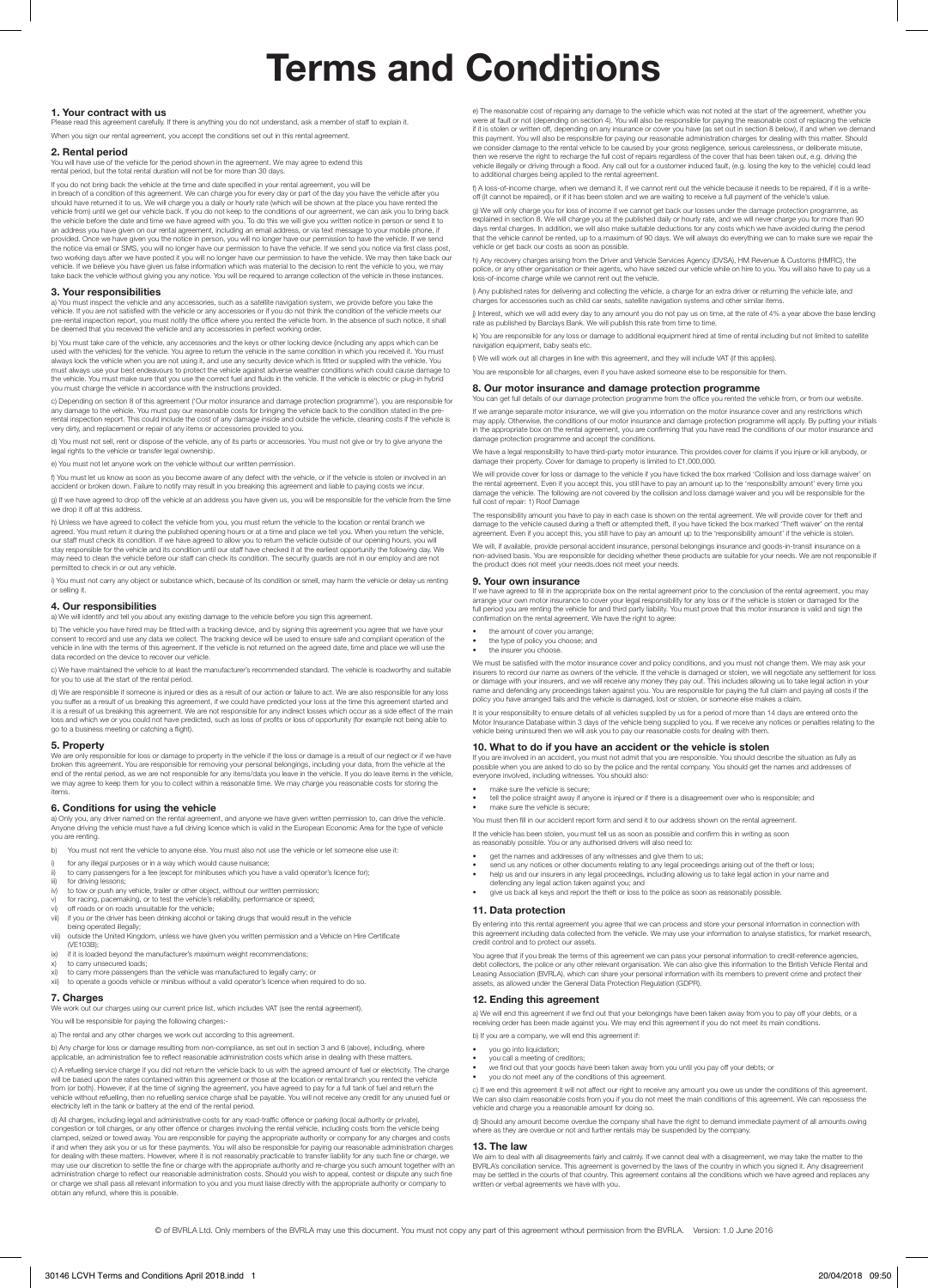# Terms and Conditions

## 1. Your contract with us

Please read this agreement carefully. If there is anything you do not understand, ask a member of staff to explain it.

When you sign our rental agreement, you accept the conditions set out in this rental agreement.

## 2. Rental period

You will have use of the vehicle for the period shown in the agreement. We may agree to extend this rental period, but the total rental duration will not be for more than 30 days.

If you do not bring back the vehicle at the time and date specified in your rental agreement, you will be in breach of a condition of this agreement. We can charge you for every day or part of the day you have the vehicle after you should have returned it to us. We will charge you a daily or hourly rate (which will be shown at the place you have rented the vehicle from) until we get our vehicle back. If you do not keep to the conditions of our agreement, we can ask you to bring back the vehicle before the date and time we have agreed with you. To do this we will give you written notice in person or send it to an address you have given on our rental agreement, including an email address, or via text message to your mobile phone, if provided. Once we have given you the notice in person, you will no longer have our permission to have the vehicle. If we send the notice via email or SMS, you will no longer have our permission to have the vehicle. If we send you notice via first class post, two working days after we have posted it you will no longer have our permission to have the vehicle. We may then take back our vehicle. If we believe you have given us false information which was material to the decision to rent the vehicle to you, we may take back the vehicle without giving you any notice. You will be required to arrange collection of the vehicle in these instances.

## 3. Your responsibilities

a) You must inspect the vehicle and any accessories, such as a satellite navigation system, we provide before you take the vehicle. If you are not satisfied with the vehicle or any accessories or if you do not think the condition of the vehicle meets our pre-rental inspection report, you must notify the office where you rented the vehicle from. In the absence of such notice, it shall be deemed that you received the vehicle and any accessories in perfect working order.

b) You must take care of the vehicle, any accessories and the keys or other locking device (including any apps which can be used with the vehicles) for the vehicle. You agree to return the vehicle in the same condition in which you received it. You must always lock the vehicle when you are not using it, and use any security device which is fitted or supplied with the vehicle. You must always use your best endeavours to protect the vehicle against adverse weather conditions which could cause damage to the vehicle. You must make sure that you use the correct fuel and fluids in the vehicle. If the vehicle is electric or plug-in hybrid you must charge the vehicle in accordance with the instructions provided.

c) Depending on section 8 of this agreement ('Our motor insurance and damage protection programme'), you are responsible for any damage to the vehicle. You must pay our reasonable costs for bringing the vehicle back to the condition stated in the pre-rental inspection report. This could include the cost of any damage inside and outside the vehicle, cleaning costs if the vehicle is very dirty, and replacement or repair of any items or accessories provided to you.

d) You must not sell, rent or dispose of the vehicle, any of its parts or accessories. You must not give or try to give anyone the legal rights to the vehicle or transfer legal ownership.

e) You must not let anyone work on the vehicle without our written permission.

f) You must let us know as soon as you become aware of any defect with the vehicle, or if the vehicle is stolen or involved in an accident or broken down. Failure to notify may result in you breaching this agreement and liable to paying costs we incur.

g) If we have agreed to drop off the vehicle at an address you have given us, you will be responsible for the vehicle from the time we drop it off at this address.

h) Unless we have agreed to collect the vehicle from you, you must return the vehicle to the location or rental branch we agreed. You must return it during the published opening hours or at a time and place we tell you. When you return the vehicle, our staff must check its condition. If we have agreed to allow you to return the vehicle outside of our opening hours, you will stay responsible for the vehicle and its condition until our staff have checked it at the earliest opportunity the following day. We may need to clean the vehicle before our staff can check its condition. The security guards are not in our employ and are not permitted to check in or out any vehicle.

i) You must not carry any object or substance which, because of its condition or smell, may harm the vehicle or delay us renting or selling it.

## 4. Our responsibilities

a) We will identify and tell you about any existing damage to the vehicle before you sign this agreement.

b) The vehicle you have hired may be fitted with a tracking device, and by signing this agreement you agree that we have your consent to record and use any data we collect. The tracking device will be used to ensure safe and compliant operation of the vehicle in line with the terms of this agreement. If the vehicle is not returned on the agreed date, time and place we will use the data recorded on the device to recover our vehicle.

c) We have maintained the vehicle to at least the manufacturer's recommended standard. The vehicle is roadworthy and suitable for you to use at the start of the rental period.

d) We are responsible if someone is injured or dies as a result of our action or failure to act. We are also responsible for any loss you suffer as a result of us breaking this agreement, if we could have predicted your loss at the time this agreement started and it is a result of us breaking this agreement. We are not responsible for any indirect losses which occur as a side effect of the main loss and which we or you could not have predicted, such as loss of profits or loss of opportunity (for example not being able to go to a business meeting or catching a flight).

## 5. Property

We are only responsible for loss or damage to property in the vehicle if the loss or damage is a result of our neglect or if we have broken this agreement. You are responsible for removing your personal belongings, including your data, from the vehicle at the end of the rental period, as we are not responsible for any items/data you leave in the vehicle. If you do leave items in the vehicle, we may agree to keep them for you to collect within a reasonable time. We may charge you reasonable costs for storing the items.

## 6. Conditions for using the vehicle

a) Only you, any driver named on the rental agreement, and anyone we have given written permission to, can drive the vehicle. Anyone driving the vehicle must have a full driving licence which is valid in the European Economic Area for the type of vehicle you are renting.

b) You must not rent the vehicle to anyone else. You must also not use the vehicle or let someone else use it:

i) for any illegal purposes or in a way which would cause nuisance;
ii) to carry passengers for a fee (except for minibuses which you have a valid operator's licence for);
iii) for driving lessons;
iv) to tow or push any vehicle, trailer or other object, without our written permission;
v) for racing, pacemaking, or to test the vehicle's reliability, performance or speed;
vi) off roads or on roads unsuitable for the vehicle;
vii) if you or the driver has been drinking alcohol or taking drugs that would result in the vehicle being operated illegally;
viii) outside the United Kingdom, unless we have given you written permission and a Vehicle on Hire Certificate (VE103B);
ix) if it is loaded beyond the manufacturer's maximum weight recommendations;
x) to carry unsecured loads;
xi) to carry more passengers than the vehicle was manufactured to legally carry; or
xii) to operate a goods vehicle or minibus without a valid operator's licence when required to do so.

## 7. Charges

We work out our charges using our current price list, which includes VAT (see the rental agreement).

You will be responsible for paying the following charges:-

a) The rental and any other charges we work out according to this agreement.

b) Any charge for loss or damage resulting from non-compliance, as set out in section 3 and 6 (above), including, where applicable, an administration fee to reflect reasonable administration costs which arise in dealing with these matters.

c) A refuelling service charge if you did not return the vehicle back to us with the agreed amount of fuel or electricity. The charge will be based upon the rates contained within this agreement or those at the location or rental branch you rented the vehicle from (or both). However, if at the time of signing the agreement, you have agreed to pay for a full tank of fuel and return the vehicle without refuelling, then no refuelling service charge shall be payable. You will not receive any credit for any unused fuel or electricity left in the tank or battery at the end of the rental period.

d) All charges, including legal and administrative costs for any road-traffic offence or parking (local authority or private), congestion or toll charges, or any other offence or charges involving the rental vehicle, including costs from the vehicle being clamped, seized or towed away. You are responsible for paying the appropriate authority or company for any charges and costs if and when they ask you or us for these payments. You will also be responsible for paying our reasonable administration charges for dealing with these matters. However, where it is not reasonably practicable to transfer liability for any such fine or charge, we may use our discretion to settle the fine or charge with the appropriate authority and re-charge you such amount together with an administration charge to reflect our reasonable administration costs. Should you wish to appeal, contest or dispute any such fine or charge we shall pass all relevant information to you and you must liaise directly with the appropriate authority or company to obtain any refund, where this is possible.

e) The reasonable cost of repairing any damage to the vehicle which was not noted at the start of the agreement, whether you were at fault or not (depending on section 4). You will also be responsible for paying the reasonable cost of replacing the vehicle if it is stolen or written off, depending on any insurance or cover you have (as set out in section 8 below), if and when we demand this payment. You will also be responsible for paying our reasonable administration charges for dealing with this matter. Should we consider damage to the rental vehicle to be caused by your gross negligence, serious carelessness, or deliberate misuse, then we reserve the right to recharge the full cost of repairs regardless of the cover that has been taken out, e.g. driving the vehicle illegally or driving through a flood. Any call out for a customer induced fault, (e.g. losing the key to the vehicle) could lead to additional charges being applied to the rental agreement.

f) A loss-of-income charge, when we demand it, if we cannot rent out the vehicle because it needs to be repaired, if it is a write-off (it cannot be repaired), or if it has been stolen and we are waiting to receive a full payment of the vehicle's value.

g) We will only charge you for loss of income if we cannot get back our losses under the damage protection programme, as explained in section 8. We will charge you at the published daily or hourly rate, and we will never charge you for more than 90 days rental charges. In addition, we will also make suitable deductions for any costs which we have avoided during the period that the vehicle cannot be rented, up to a maximum of 90 days. We will always do everything we can to make sure we repair the vehicle or get back our costs as soon as possible.

h) Any recovery charges arising from the Driver and Vehicle Services Agency (DVSA), HM Revenue & Customs (HMRC), the police, or any other organisation or their agents, who have seized our vehicle while on hire to you. You will also have to pay us a loss-of-income charge while we cannot rent out the vehicle.

i) Any published rates for delivering and collecting the vehicle, a charge for an extra driver or returning the vehicle late, and charges for accessories such as child car seats, satellite navigation systems and other similar items.

j) Interest, which we will add every day to any amount you do not pay us on time, at the rate of 4% a year above the base lending rate as published by Barclays Bank. We will publish this rate from time to time.

k) You are responsible for any loss or damage to additional equipment hired at time of rental including but not limited to satellite navigation equipment, baby seats etc.

l) We will work out all charges in line with this agreement, and they will include VAT (if this applies).

You are responsible for all charges, even if you have asked someone else to be responsible for them.

## 8. Our motor insurance and damage protection programme

You can get full details of our damage protection programme from the office you rented the vehicle from, or from our website.

If we arrange separate motor insurance, we will give you information on the motor insurance cover and any restrictions which may apply. Otherwise, the conditions of our motor insurance and damage protection programme will apply. By putting your initials in the appropriate box on the rental agreement, you are confirming that you have read the conditions of our motor insurance and damage protection programme and accept the conditions.

We have a legal responsibility to have third-party motor insurance. This provides cover for claims if you injure or kill anybody, or damage their property. Cover for damage to property is limited to £1,000,000.

We will provide cover for loss or damage to the vehicle if you have ticked the box marked 'Collision and loss damage waiver' on the rental agreement. Even if you accept this, you still have to pay an amount up to the 'responsibility amount' every time you damage the vehicle. The following are not covered by the collision and loss damage waiver and you will be responsible for the full cost of repair: 1) Roof Damage

The responsibility amount you have to pay in each case is shown on the rental agreement. We will provide cover for theft and damage to the vehicle caused during a theft or attempted theft, if you have ticked the box marked 'Theft waiver' on the rental agreement. Even if you accept this, you still have to pay an amount up to the 'responsibility amount' if the vehicle is stolen.

We will, if available, provide personal accident insurance, personal belongings insurance and goods-in-transit insurance on a non-advised basis. You are responsible for deciding whether these products are suitable for your needs. We are not responsible if the product does not meet your needs.does not meet your needs.

## 9. Your own insurance

If we have agreed to fill in the appropriate box on the rental agreement prior to the conclusion of the rental agreement, you may arrange your own motor insurance to cover your legal responsibility for any loss or if the vehicle is stolen or damaged for the full period you are renting the vehicle and for third party liability. You must prove that this motor insurance is valid and sign the confirmation on the rental agreement. We have the right to agree:

- the amount of cover you arrange;
- the type of policy you choose; and
- the insurer you choose.

We must be satisfied with the motor insurance cover and policy conditions, and you must not change them. We may ask your insurers to record our name as owners of the vehicle. If the vehicle is damaged or stolen, we will negotiate any settlement for loss or damage with your insurers, and we will receive any money they pay out. This includes allowing us to take legal action in your name and defending any proceedings taken against you. You are responsible for paying the full claim and paying all costs if the policy you have arranged fails and the vehicle is damaged, lost or stolen, or someone else makes a claim.

It is your responsibility to ensure details of all vehicles supplied by us for a period of more than 14 days are entered onto the Motor Insurance Database within 3 days of the vehicle being supplied to you. If we receive any notices or penalties relating to the vehicle being uninsured then we will ask you to pay our reasonable costs for dealing with them.

## 10. What to do if you have an accident or the vehicle is stolen

If you are involved in an accident, you must not admit that you are responsible. You should describe the situation as fully as possible when you are asked to do so by the police and the rental company. You should get the names and addresses of everyone involved, including witnesses. You should also:

- make sure the vehicle is secure;
- tell the police straight away if anyone is injured or if there is a disagreement over who is responsible; and
- make sure the vehicle is secure;

You must then fill in our accident report form and send it to our address shown on the rental agreement.

If the vehicle has been stolen, you must tell us as soon as possible and confirm this in writing as soon as reasonably possible. You or any authorised drivers will also need to:

- get the names and addresses of any witnesses and give them to us;
- send us any notices or other documents relating to any legal proceedings arising out of the theft or loss;
- help us and our insurers in any legal proceedings, including allowing us to take legal action in your name and defending any legal action taken against you; and
- give us back all keys and report the theft or loss to the police as soon as reasonably possible.

## 11. Data protection

By entering into this rental agreement you agree that we can process and store your personal information in connection with this agreement including data collected from the vehicle. We may use your information to analyse statistics, for market research, credit control and to protect our assets.

You agree that if you break the terms of this agreement we can pass your personal information to credit-reference agencies, debt collectors, the police or any other relevant organisation. We can also give this information to the British Vehicle Rental and Leasing Association (BVRLA), which can share your personal information with its members to prevent crime and protect their assets, as allowed under the General Data Protection Regulation (GDPR).

## 12. Ending this agreement

a) We will end this agreement if we find out that your belongings have been taken away from you to pay off your debts, or a receiving order has been made against you. We may end this agreement if you do not meet its main conditions.

b) If you are a company, we will end this agreement if:

- you go into liquidation;
- you call a meeting of creditors;
- we find out that your goods have been taken away from you until you pay off your debts; or
- you do not meet any of the conditions of this agreement.

c) If we end this agreement it will not affect our right to receive any amount you owe us under the conditions of this agreement. We can also claim reasonable costs from you if you do not meet the main conditions of this agreement. We can repossess the vehicle and charge you a reasonable amount for doing so.

d) Should any amount become overdue the company shall have the right to demand immediate payment of all amounts owing where as they are overdue or not and further rentals may be suspended by the company.

## 13. The law

We aim to deal with all disagreements fairly and calmly. If we cannot deal with a disagreement, we may take the matter to the BVRLA's conciliation service. This agreement is governed by the laws of the country in which you signed it. Any disagreement may be settled in the courts of that country. This agreement contains all the conditions which we have agreed and replaces any written or verbal agreements we have with you.

© of BVRLA Ltd. Only members of the BVRLA may use this document. You must not copy any part of this agreement without permission from the BVRLA. Version: 1.0 June 2016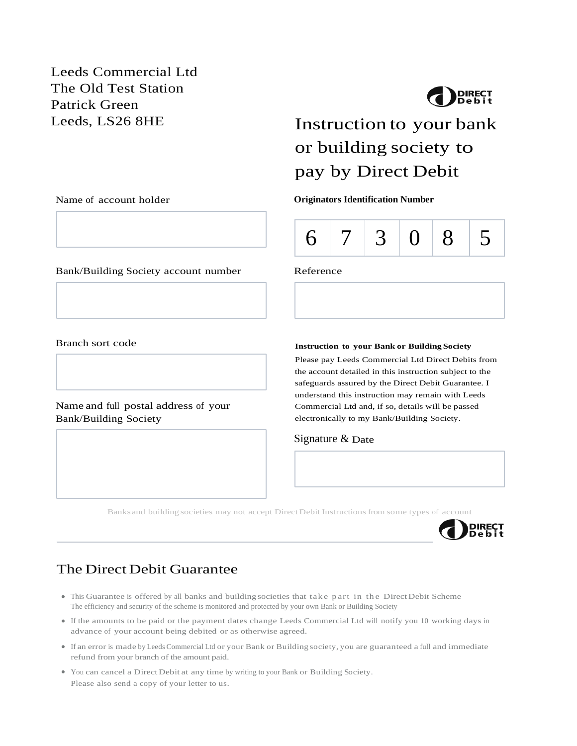Leeds Commercial Ltd
The Old Test Station
Patrick Green
Leeds, LS26 8HE

DIRECT Debit

# Instruction to your bank or building society to pay by Direct Debit

Name of account holder

**Originators Identification Number**

| 6 | 7 | 3 | 0 | 8 | 5 |
|---|---|---|---|---|---|

Bank/Building Society account number

Reference

Branch sort code

**Instruction to your Bank or Building Society**

Please pay Leeds Commercial Ltd Direct Debits from the account detailed in this instruction subject to the safeguards assured by the Direct Debit Guarantee. I understand this instruction may remain with Leeds Commercial Ltd and, if so, details will be passed electronically to my Bank/Building Society.

Name and full postal address of your Bank/Building Society

Signature & Date

Banks and building societies may not accept Direct Debit Instructions from some types of account

DIRECT Debit

## The Direct Debit Guarantee

- This Guarantee is offered by all banks and building societies that take part in the Direct Debit Scheme. The efficiency and security of the scheme is monitored and protected by your own Bank or Building Society
- If the amounts to be paid or the payment dates change Leeds Commercial Ltd will notify you 10 working days in advance of your account being debited or as otherwise agreed.
- If an error is made by Leeds Commercial Ltd or your Bank or Building society, you are guaranteed a full and immediate refund from your branch of the amount paid.
- You can cancel a Direct Debit at any time by writing to your Bank or Building Society. Please also send a copy of your letter to us.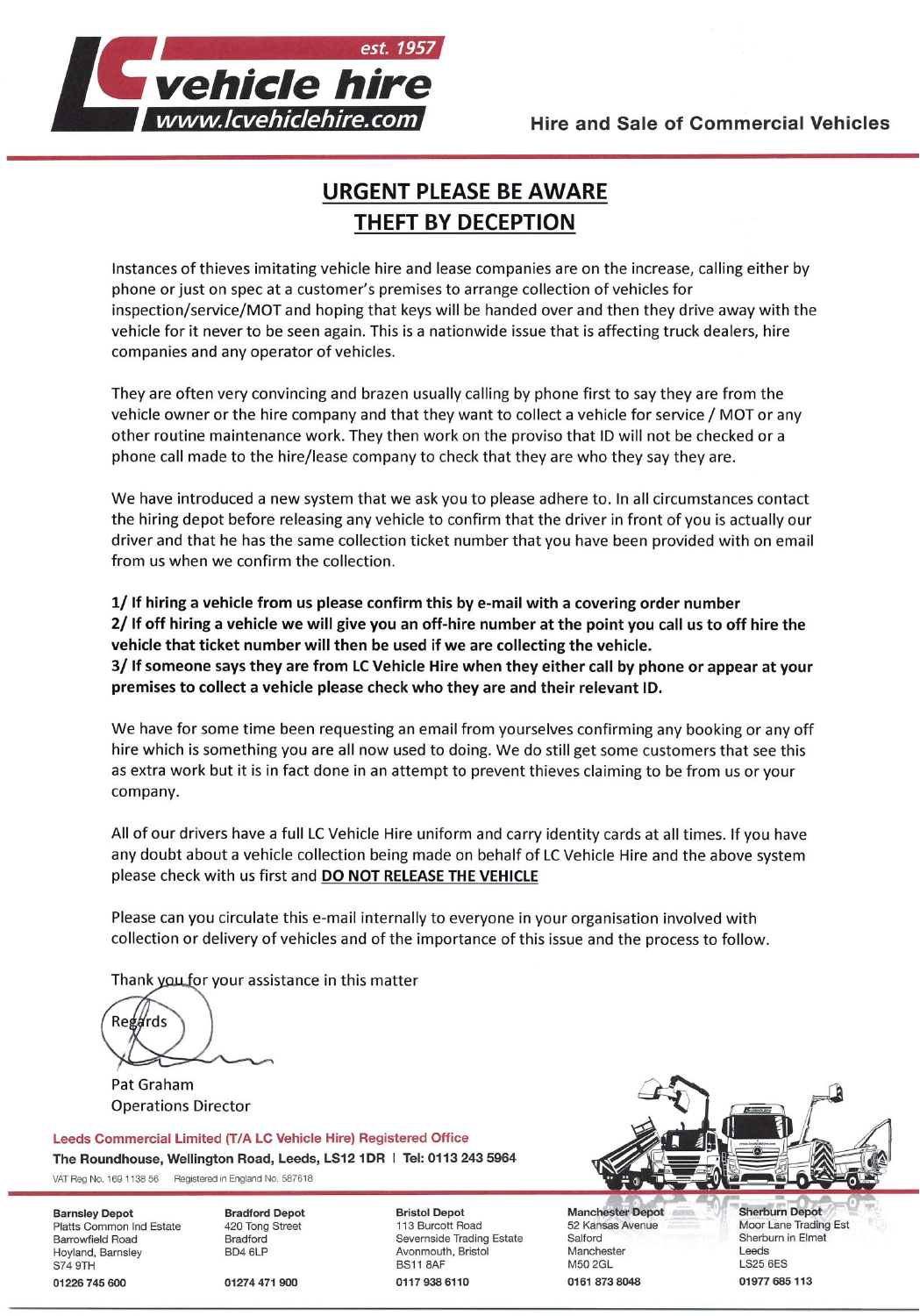est. 1957

vehicle hire

www.lcvehiclehire.com

Hire and Sale of Commercial Vehicles

# URGENT PLEASE BE AWARE
# THEFT BY DECEPTION

Instances of thieves imitating vehicle hire and lease companies are on the increase, calling either by phone or just on spec at a customer's premises to arrange collection of vehicles for inspection/service/MOT and hoping that keys will be handed over and then they drive away with the vehicle for it never to be seen again. This is a nationwide issue that is affecting truck dealers, hire companies and any operator of vehicles.

They are often very convincing and brazen usually calling by phone first to say they are from the vehicle owner or the hire company and that they want to collect a vehicle for service / MOT or any other routine maintenance work. They then work on the proviso that ID will not be checked or a phone call made to the hire/lease company to check that they are who they say they are.

We have introduced a new system that we ask you to please adhere to. In all circumstances contact the hiring depot before releasing any vehicle to confirm that the driver in front of you is actually our driver and that he has the same collection ticket number that you have been provided with on email from us when we confirm the collection.

**1/ If hiring a vehicle from us please confirm this by e-mail with a covering order number**
**2/ If off hiring a vehicle we will give you an off-hire number at the point you call us to off hire the vehicle that ticket number will then be used if we are collecting the vehicle.**
**3/ If someone says they are from LC Vehicle Hire when they either call by phone or appear at your premises to collect a vehicle please check who they are and their relevant ID.**

We have for some time been requesting an email from yourselves confirming any booking or any off hire which is something you are all now used to doing. We do still get some customers that see this as extra work but it is in fact done in an attempt to prevent thieves claiming to be from us or your company.

All of our drivers have a full LC Vehicle Hire uniform and carry identity cards at all times. If you have any doubt about a vehicle collection being made on behalf of LC Vehicle Hire and the above system please check with us first and **DO NOT RELEASE THE VEHICLE**

Please can you circulate this e-mail internally to everyone in your organisation involved with collection or delivery of vehicles and of the importance of this issue and the process to follow.

Thank you for your assistance in this matter

Regards

Pat Graham
Operations Director

**Leeds Commercial Limited (T/A LC Vehicle Hire) Registered Office**
**The Roundhouse, Wellington Road, Leeds, LS12 1DR | Tel: 0113 243 5964**
VAT Reg No. 169 1138 56 Registered in England No. 587618

**Barnsley Depot**
Platts Common Ind Estate
Barrowfield Road
Hoyland, Barnsley
S74 9TH
**01226 745 600**

**Bradford Depot**
420 Tong Street
Bradford
BD4 6LP
**01274 471 900**

**Bristol Depot**
113 Burcott Road
Severnside Trading Estate
Avonmouth, Bristol
BS11 8AF
**0117 938 6110**

**Manchester Depot**
52 Kansas Avenue
Salford
Manchester
M50 2GL
**0161 873 8048**

**Sherburn Depot**
Moor Lane Trading Est
Sherburn in Elmet
Leeds
LS25 6ES
**01977 685 113**